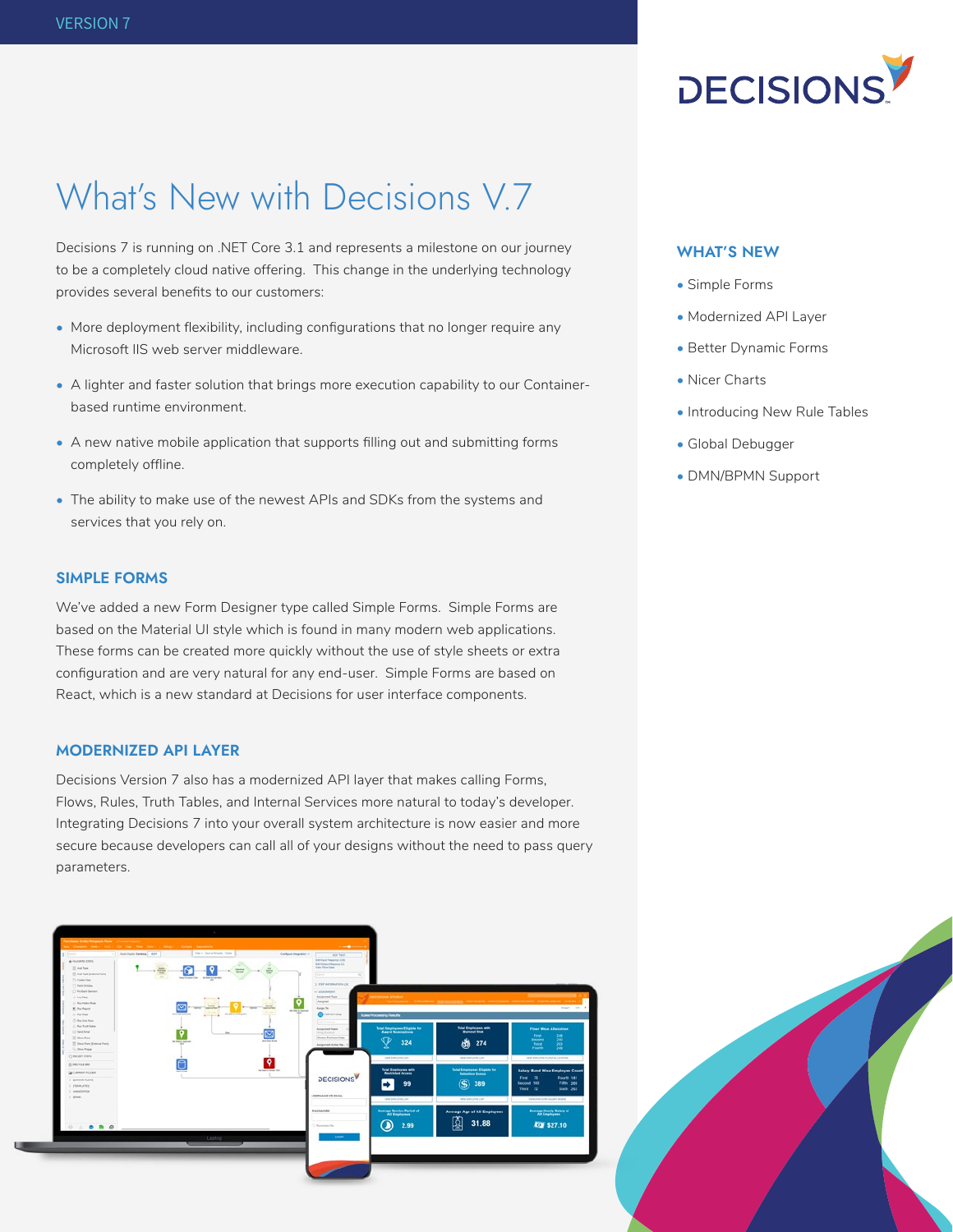VERSION 7

DECISIONS

# What's New with Decisions V.7

Decisions 7 is running on .NET Core 3.1 and represents a milestone on our journey to be a completely cloud native offering. This change in the underlying technology provides several benefits to our customers:

- More deployment flexibility, including configurations that no longer require any Microsoft IIS web server middleware.
- A lighter and faster solution that brings more execution capability to our Container-based runtime environment.
- A new native mobile application that supports filling out and submitting forms completely offline.
- The ability to make use of the newest APIs and SDKs from the systems and services that you rely on.

## WHAT'S NEW

- Simple Forms
- Modernized API Layer
- Better Dynamic Forms
- Nicer Charts
- Introducing New Rule Tables
- Global Debugger
- DMN/BPMN Support

## SIMPLE FORMS

We've added a new Form Designer type called Simple Forms. Simple Forms are based on the Material UI style which is found in many modern web applications. These forms can be created more quickly without the use of style sheets or extra configuration and are very natural for any end-user. Simple Forms are based on React, which is a new standard at Decisions for user interface components.

## MODERNIZED API LAYER

Decisions Version 7 also has a modernized API layer that makes calling Forms, Flows, Rules, Truth Tables, and Internal Services more natural to today's developer. Integrating Decisions 7 into your overall system architecture is now easier and more secure because developers can call all of your designs without the need to pass query parameters.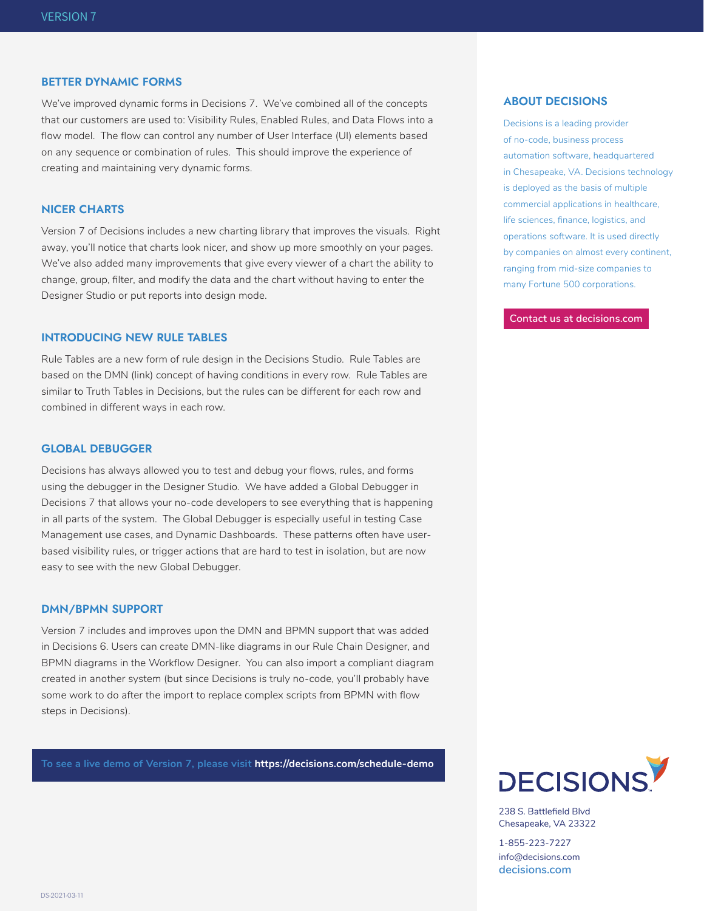## BETTER DYNAMIC FORMS

We've improved dynamic forms in Decisions 7. We've combined all of the concepts that our customers are used to: Visibility Rules, Enabled Rules, and Data Flows into a flow model. The flow can control any number of User Interface (UI) elements based on any sequence or combination of rules. This should improve the experience of creating and maintaining very dynamic forms.

## NICER CHARTS

Version 7 of Decisions includes a new charting library that improves the visuals. Right away, you'll notice that charts look nicer, and show up more smoothly on your pages. We've also added many improvements that give every viewer of a chart the ability to change, group, filter, and modify the data and the chart without having to enter the Designer Studio or put reports into design mode.

## INTRODUCING NEW RULE TABLES

Rule Tables are a new form of rule design in the Decisions Studio. Rule Tables are based on the DMN (link) concept of having conditions in every row. Rule Tables are similar to Truth Tables in Decisions, but the rules can be different for each row and combined in different ways in each row.

## GLOBAL DEBUGGER

Decisions has always allowed you to test and debug your flows, rules, and forms using the debugger in the Designer Studio. We have added a Global Debugger in Decisions 7 that allows your no-code developers to see everything that is happening in all parts of the system. The Global Debugger is especially useful in testing Case Management use cases, and Dynamic Dashboards. These patterns often have user-based visibility rules, or trigger actions that are hard to test in isolation, but are now easy to see with the new Global Debugger.

## DMN/BPMN SUPPORT

Version 7 includes and improves upon the DMN and BPMN support that was added in Decisions 6. Users can create DMN-like diagrams in our Rule Chain Designer, and BPMN diagrams in the Workflow Designer. You can also import a compliant diagram created in another system (but since Decisions is truly no-code, you'll probably have some work to do after the import to replace complex scripts from BPMN with flow steps in Decisions).

To see a live demo of Version 7, please visit **https://decisions.com/schedule-demo**

## ABOUT DECISIONS

Decisions is a leading provider of no-code, business process automation software, headquartered in Chesapeake, VA. Decisions technology is deployed as the basis of multiple commercial applications in healthcare, life sciences, finance, logistics, and operations software. It is used directly by companies on almost every continent, ranging from mid-size companies to many Fortune 500 corporations.

**Contact us at decisions.com**

DECISIONS

238 S. Battlefield Blvd
Chesapeake, VA 23322

1-855-223-7227
info@decisions.com
**decisions.com**

DS-2021-03-11